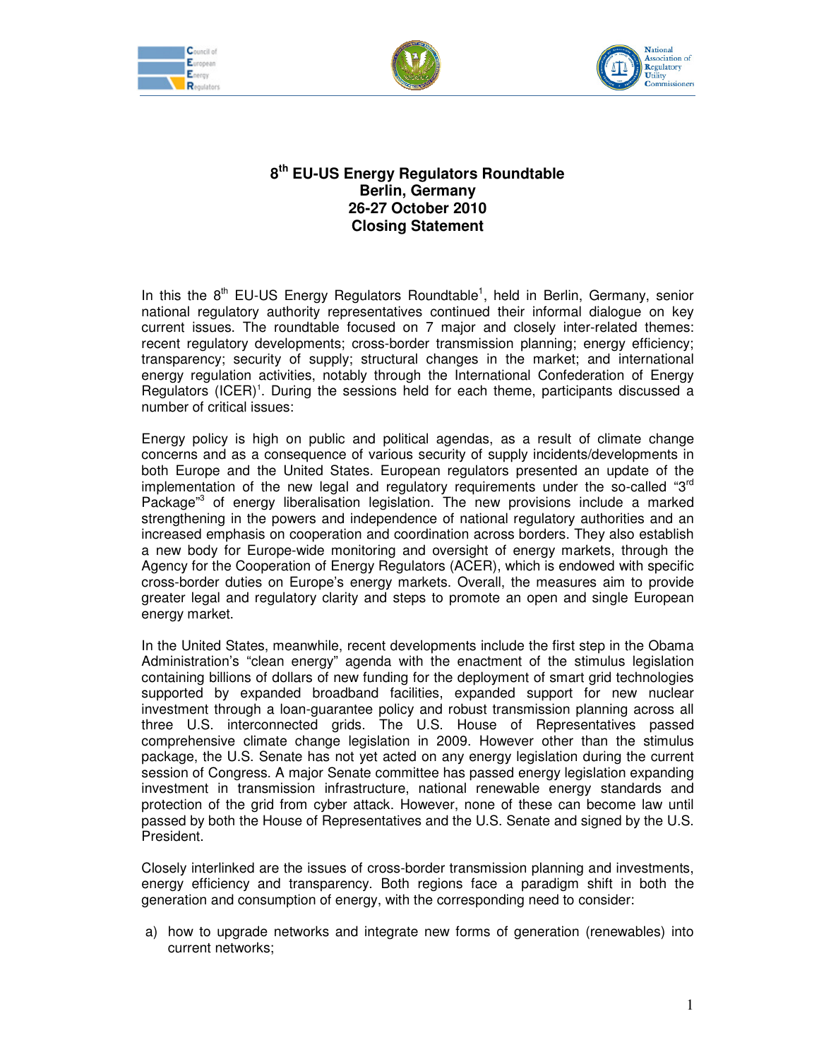# 8th EU-US Energy Regulators Roundtable
## Berlin, Germany
## 26-27 October 2010
## Closing Statement

In this the 8th EU-US Energy Regulators Roundtable[1], held in Berlin, Germany, senior national regulatory authority representatives continued their informal dialogue on key current issues. The roundtable focused on 7 major and closely inter-related themes: recent regulatory developments; cross-border transmission planning; energy efficiency; transparency; security of supply; structural changes in the market; and international energy regulation activities, notably through the International Confederation of Energy Regulators (ICER)[1]. During the sessions held for each theme, participants discussed a number of critical issues:

Energy policy is high on public and political agendas, as a result of climate change concerns and as a consequence of various security of supply incidents/developments in both Europe and the United States. European regulators presented an update of the implementation of the new legal and regulatory requirements under the so-called "3rd Package"[3] of energy liberalisation legislation. The new provisions include a marked strengthening in the powers and independence of national regulatory authorities and an increased emphasis on cooperation and coordination across borders. They also establish a new body for Europe-wide monitoring and oversight of energy markets, through the Agency for the Cooperation of Energy Regulators (ACER), which is endowed with specific cross-border duties on Europe's energy markets. Overall, the measures aim to provide greater legal and regulatory clarity and steps to promote an open and single European energy market.

In the United States, meanwhile, recent developments include the first step in the Obama Administration's "clean energy" agenda with the enactment of the stimulus legislation containing billions of dollars of new funding for the deployment of smart grid technologies supported by expanded broadband facilities, expanded support for new nuclear investment through a loan-guarantee policy and robust transmission planning across all three U.S. interconnected grids. The U.S. House of Representatives passed comprehensive climate change legislation in 2009. However other than the stimulus package, the U.S. Senate has not yet acted on any energy legislation during the current session of Congress. A major Senate committee has passed energy legislation expanding investment in transmission infrastructure, national renewable energy standards and protection of the grid from cyber attack. However, none of these can become law until passed by both the House of Representatives and the U.S. Senate and signed by the U.S. President.

Closely interlinked are the issues of cross-border transmission planning and investments, energy efficiency and transparency. Both regions face a paradigm shift in both the generation and consumption of energy, with the corresponding need to consider:

a) how to upgrade networks and integrate new forms of generation (renewables) into current networks;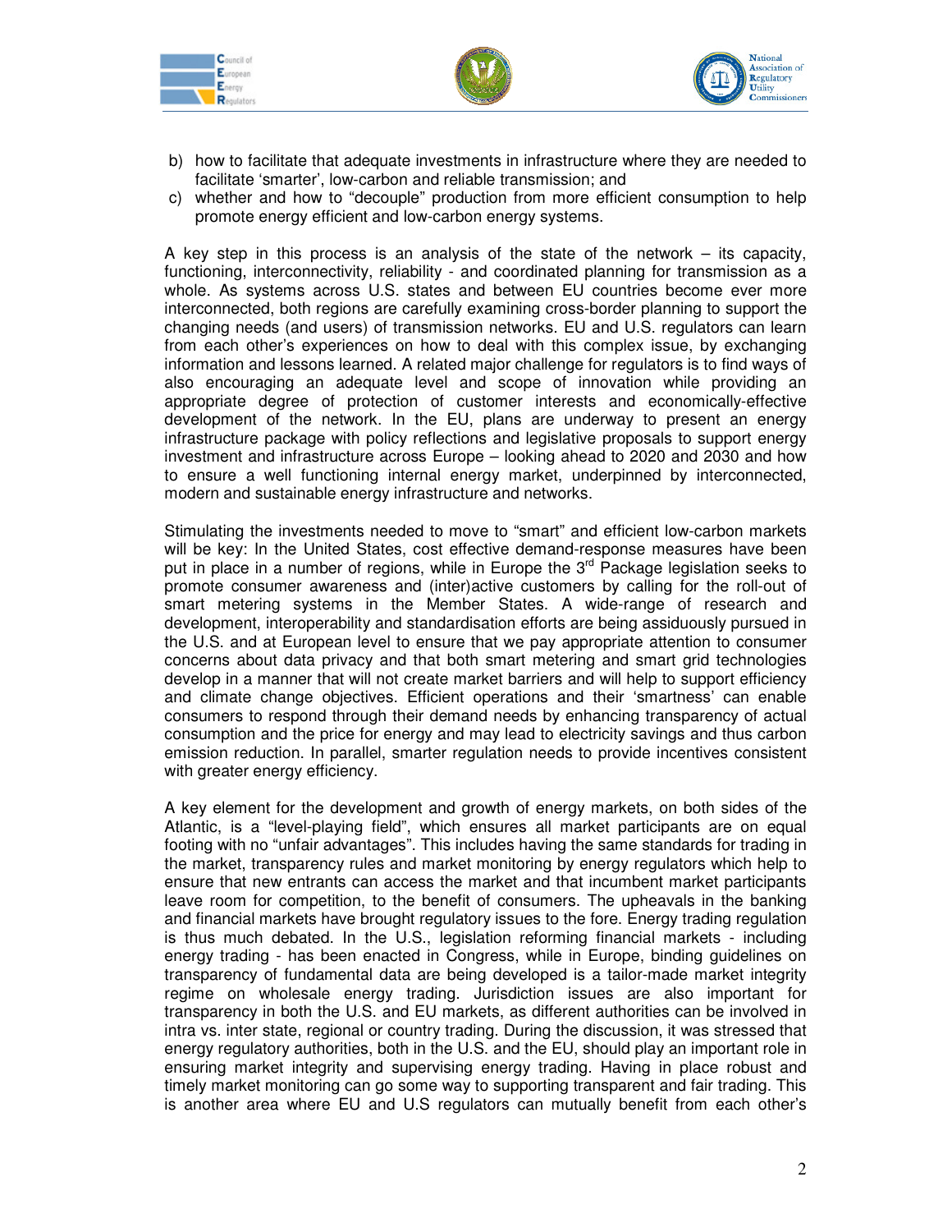b) how to facilitate that adequate investments in infrastructure where they are needed to facilitate 'smarter', low-carbon and reliable transmission; and
c) whether and how to "decouple" production from more efficient consumption to help promote energy efficient and low-carbon energy systems.

A key step in this process is an analysis of the state of the network – its capacity, functioning, interconnectivity, reliability - and coordinated planning for transmission as a whole. As systems across U.S. states and between EU countries become ever more interconnected, both regions are carefully examining cross-border planning to support the changing needs (and users) of transmission networks. EU and U.S. regulators can learn from each other's experiences on how to deal with this complex issue, by exchanging information and lessons learned. A related major challenge for regulators is to find ways of also encouraging an adequate level and scope of innovation while providing an appropriate degree of protection of customer interests and economically-effective development of the network. In the EU, plans are underway to present an energy infrastructure package with policy reflections and legislative proposals to support energy investment and infrastructure across Europe – looking ahead to 2020 and 2030 and how to ensure a well functioning internal energy market, underpinned by interconnected, modern and sustainable energy infrastructure and networks.

Stimulating the investments needed to move to "smart" and efficient low-carbon markets will be key: In the United States, cost effective demand-response measures have been put in place in a number of regions, while in Europe the 3rd Package legislation seeks to promote consumer awareness and (inter)active customers by calling for the roll-out of smart metering systems in the Member States. A wide-range of research and development, interoperability and standardisation efforts are being assiduously pursued in the U.S. and at European level to ensure that we pay appropriate attention to consumer concerns about data privacy and that both smart metering and smart grid technologies develop in a manner that will not create market barriers and will help to support efficiency and climate change objectives. Efficient operations and their 'smartness' can enable consumers to respond through their demand needs by enhancing transparency of actual consumption and the price for energy and may lead to electricity savings and thus carbon emission reduction. In parallel, smarter regulation needs to provide incentives consistent with greater energy efficiency.

A key element for the development and growth of energy markets, on both sides of the Atlantic, is a "level-playing field", which ensures all market participants are on equal footing with no "unfair advantages". This includes having the same standards for trading in the market, transparency rules and market monitoring by energy regulators which help to ensure that new entrants can access the market and that incumbent market participants leave room for competition, to the benefit of consumers. The upheavals in the banking and financial markets have brought regulatory issues to the fore. Energy trading regulation is thus much debated. In the U.S., legislation reforming financial markets - including energy trading - has been enacted in Congress, while in Europe, binding guidelines on transparency of fundamental data are being developed is a tailor-made market integrity regime on wholesale energy trading. Jurisdiction issues are also important for transparency in both the U.S. and EU markets, as different authorities can be involved in intra vs. inter state, regional or country trading. During the discussion, it was stressed that energy regulatory authorities, both in the U.S. and the EU, should play an important role in ensuring market integrity and supervising energy trading. Having in place robust and timely market monitoring can go some way to supporting transparent and fair trading. This is another area where EU and U.S regulators can mutually benefit from each other's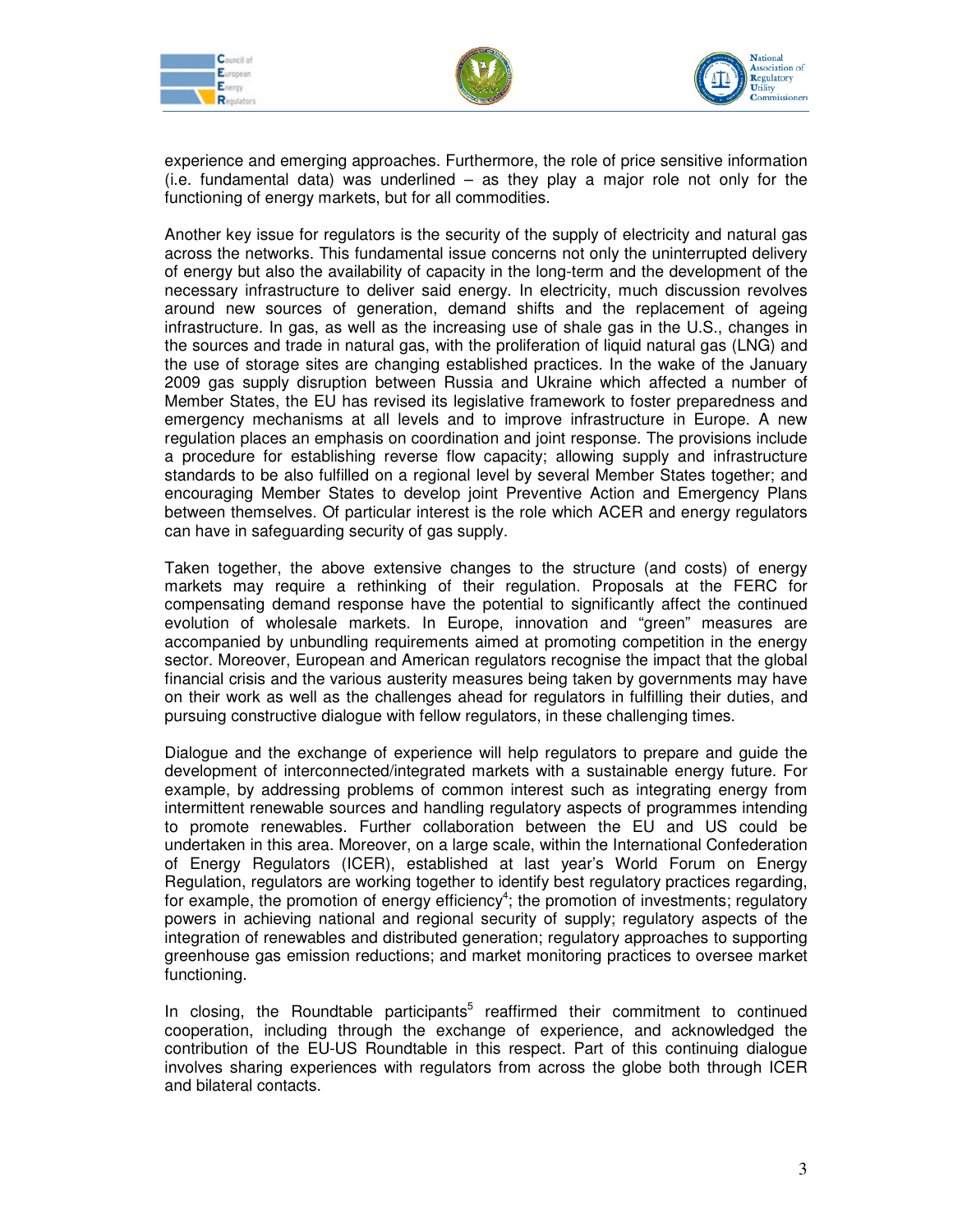experience and emerging approaches. Furthermore, the role of price sensitive information (i.e. fundamental data) was underlined – as they play a major role not only for the functioning of energy markets, but for all commodities.

Another key issue for regulators is the security of the supply of electricity and natural gas across the networks. This fundamental issue concerns not only the uninterrupted delivery of energy but also the availability of capacity in the long-term and the development of the necessary infrastructure to deliver said energy. In electricity, much discussion revolves around new sources of generation, demand shifts and the replacement of ageing infrastructure. In gas, as well as the increasing use of shale gas in the U.S., changes in the sources and trade in natural gas, with the proliferation of liquid natural gas (LNG) and the use of storage sites are changing established practices. In the wake of the January 2009 gas supply disruption between Russia and Ukraine which affected a number of Member States, the EU has revised its legislative framework to foster preparedness and emergency mechanisms at all levels and to improve infrastructure in Europe. A new regulation places an emphasis on coordination and joint response. The provisions include a procedure for establishing reverse flow capacity; allowing supply and infrastructure standards to be also fulfilled on a regional level by several Member States together; and encouraging Member States to develop joint Preventive Action and Emergency Plans between themselves. Of particular interest is the role which ACER and energy regulators can have in safeguarding security of gas supply.

Taken together, the above extensive changes to the structure (and costs) of energy markets may require a rethinking of their regulation. Proposals at the FERC for compensating demand response have the potential to significantly affect the continued evolution of wholesale markets. In Europe, innovation and "green" measures are accompanied by unbundling requirements aimed at promoting competition in the energy sector. Moreover, European and American regulators recognise the impact that the global financial crisis and the various austerity measures being taken by governments may have on their work as well as the challenges ahead for regulators in fulfilling their duties, and pursuing constructive dialogue with fellow regulators, in these challenging times.

Dialogue and the exchange of experience will help regulators to prepare and guide the development of interconnected/integrated markets with a sustainable energy future. For example, by addressing problems of common interest such as integrating energy from intermittent renewable sources and handling regulatory aspects of programmes intending to promote renewables. Further collaboration between the EU and US could be undertaken in this area. Moreover, on a large scale, within the International Confederation of Energy Regulators (ICER), established at last year's World Forum on Energy Regulation, regulators are working together to identify best regulatory practices regarding, for example, the promotion of energy efficiency[4]; the promotion of investments; regulatory powers in achieving national and regional security of supply; regulatory aspects of the integration of renewables and distributed generation; regulatory approaches to supporting greenhouse gas emission reductions; and market monitoring practices to oversee market functioning.

In closing, the Roundtable participants[5] reaffirmed their commitment to continued cooperation, including through the exchange of experience, and acknowledged the contribution of the EU-US Roundtable in this respect. Part of this continuing dialogue involves sharing experiences with regulators from across the globe both through ICER and bilateral contacts.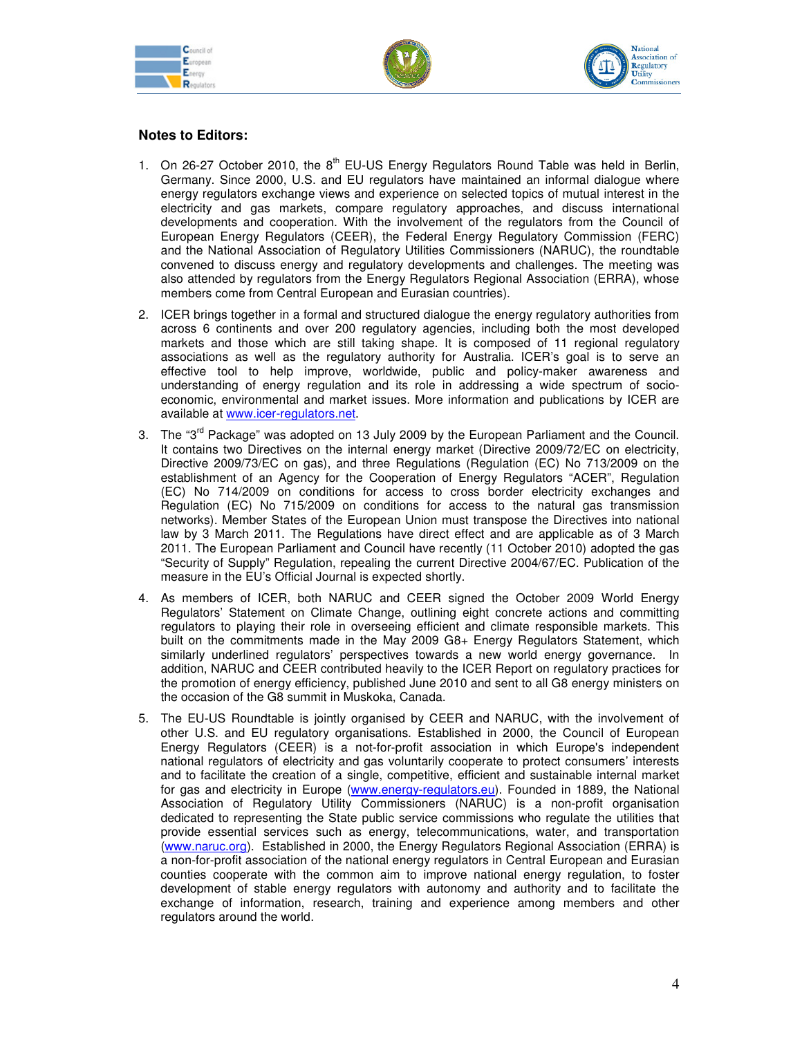**Notes to Editors:**

1. On 26-27 October 2010, the 8th EU-US Energy Regulators Round Table was held in Berlin, Germany. Since 2000, U.S. and EU regulators have maintained an informal dialogue where energy regulators exchange views and experience on selected topics of mutual interest in the electricity and gas markets, compare regulatory approaches, and discuss international developments and cooperation. With the involvement of the regulators from the Council of European Energy Regulators (CEER), the Federal Energy Regulatory Commission (FERC) and the National Association of Regulatory Utilities Commissioners (NARUC), the roundtable convened to discuss energy and regulatory developments and challenges. The meeting was also attended by regulators from the Energy Regulators Regional Association (ERRA), whose members come from Central European and Eurasian countries).

2. ICER brings together in a formal and structured dialogue the energy regulatory authorities from across 6 continents and over 200 regulatory agencies, including both the most developed markets and those which are still taking shape. It is composed of 11 regional regulatory associations as well as the regulatory authority for Australia. ICER's goal is to serve an effective tool to help improve, worldwide, public and policy-maker awareness and understanding of energy regulation and its role in addressing a wide spectrum of socio-economic, environmental and market issues. More information and publications by ICER are available at www.icer-regulators.net.

3. The "3rd Package" was adopted on 13 July 2009 by the European Parliament and the Council. It contains two Directives on the internal energy market (Directive 2009/72/EC on electricity, Directive 2009/73/EC on gas), and three Regulations (Regulation (EC) No 713/2009 on the establishment of an Agency for the Cooperation of Energy Regulators "ACER", Regulation (EC) No 714/2009 on conditions for access to cross border electricity exchanges and Regulation (EC) No 715/2009 on conditions for access to the natural gas transmission networks). Member States of the European Union must transpose the Directives into national law by 3 March 2011. The Regulations have direct effect and are applicable as of 3 March 2011. The European Parliament and Council have recently (11 October 2010) adopted the gas "Security of Supply" Regulation, repealing the current Directive 2004/67/EC. Publication of the measure in the EU's Official Journal is expected shortly.

4. As members of ICER, both NARUC and CEER signed the October 2009 World Energy Regulators' Statement on Climate Change, outlining eight concrete actions and committing regulators to playing their role in overseeing efficient and climate responsible markets. This built on the commitments made in the May 2009 G8+ Energy Regulators Statement, which similarly underlined regulators' perspectives towards a new world energy governance. In addition, NARUC and CEER contributed heavily to the ICER Report on regulatory practices for the promotion of energy efficiency, published June 2010 and sent to all G8 energy ministers on the occasion of the G8 summit in Muskoka, Canada.

5. The EU-US Roundtable is jointly organised by CEER and NARUC, with the involvement of other U.S. and EU regulatory organisations. Established in 2000, the Council of European Energy Regulators (CEER) is a not-for-profit association in which Europe's independent national regulators of electricity and gas voluntarily cooperate to protect consumers' interests and to facilitate the creation of a single, competitive, efficient and sustainable internal market for gas and electricity in Europe (www.energy-regulators.eu). Founded in 1889, the National Association of Regulatory Utility Commissioners (NARUC) is a non-profit organisation dedicated to representing the State public service commissions who regulate the utilities that provide essential services such as energy, telecommunications, water, and transportation (www.naruc.org). Established in 2000, the Energy Regulators Regional Association (ERRA) is a non-for-profit association of the national energy regulators in Central European and Eurasian counties cooperate with the common aim to improve national energy regulation, to foster development of stable energy regulators with autonomy and authority and to facilitate the exchange of information, research, training and experience among members and other regulators around the world.